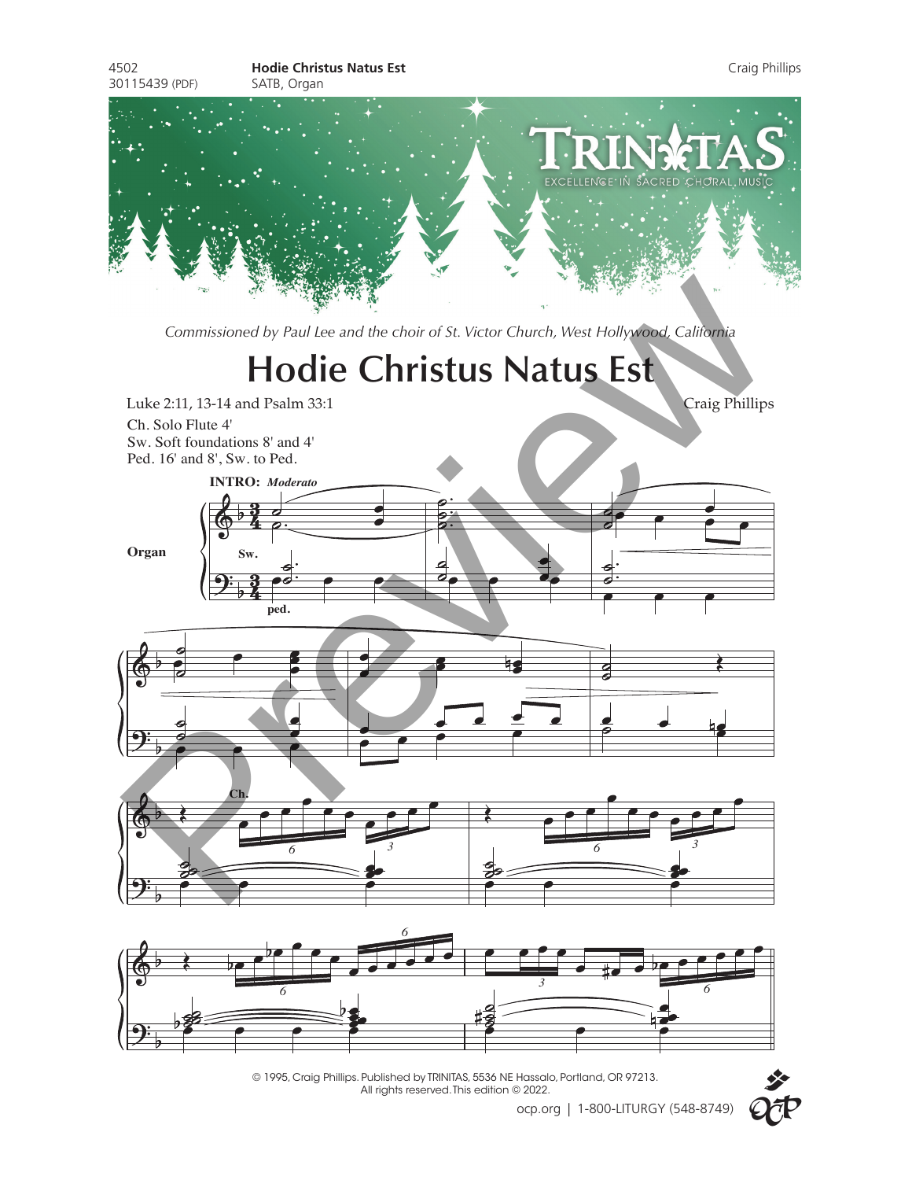4502
30115439 (PDF)

**Hodie Christus Natus Est**
SATB, Organ

Craig Phillips

TRINITAS
EXCELLENCE IN SACRED CHORAL MUSIC

*Commissioned by Paul Lee and the choir of St. Victor Church, West Hollywood, California*

# Hodie Christus Natus Est

Luke 2:11, 13-14 and Psalm 33:1

Craig Phillips

Ch. Solo Flute 4'
Sw. Soft foundations 8' and 4'
Ped. 16' and 8', Sw. to Ped.

**INTRO:** *Moderato*

Organ

Sw.

ped.

Ch.

Preview

© 1995, Craig Phillips. Published by TRINITAS, 5536 NE Hassalo, Portland, OR 97213.
All rights reserved. This edition © 2022.

ocp.org | 1-800-LITURGY (548-8749)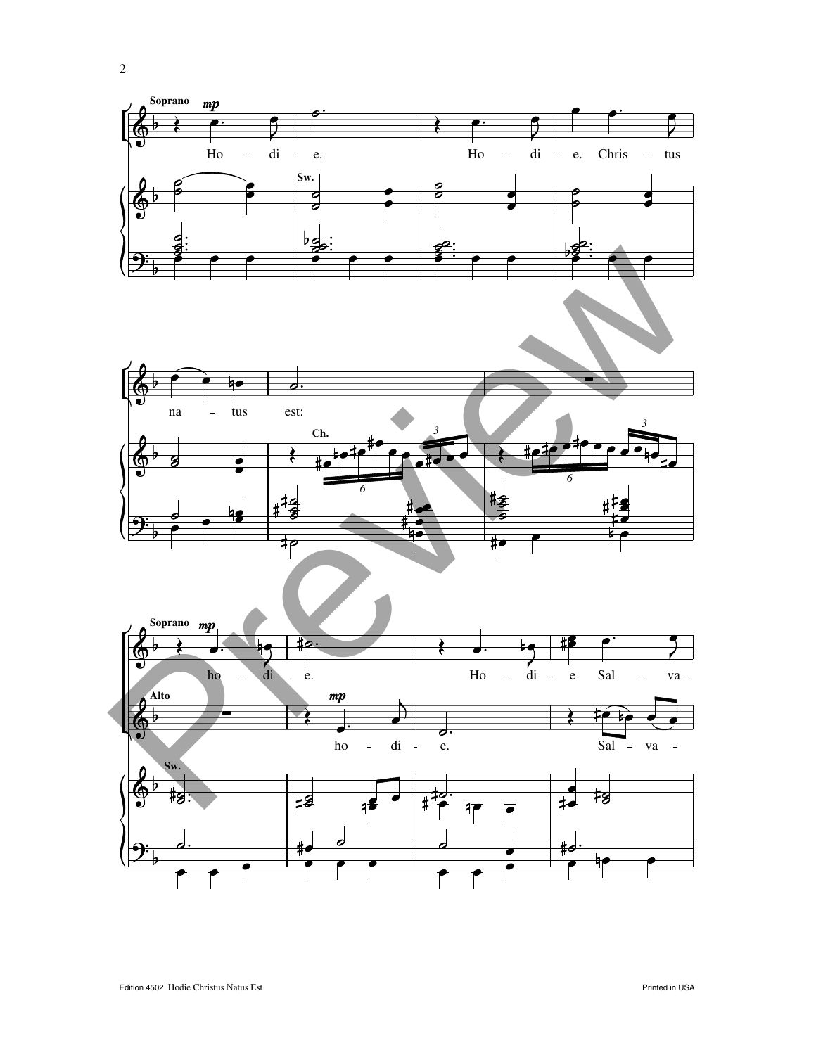Soprano *mp*

Ho - di - e. Ho - di - e. Chris - tus

Sw.

na - tus est:

Ch.

Soprano *mp*

ho - di - e. Ho - di - e Sal - va -

Alto *mp*

ho - di - e. Sal - va -

Sw.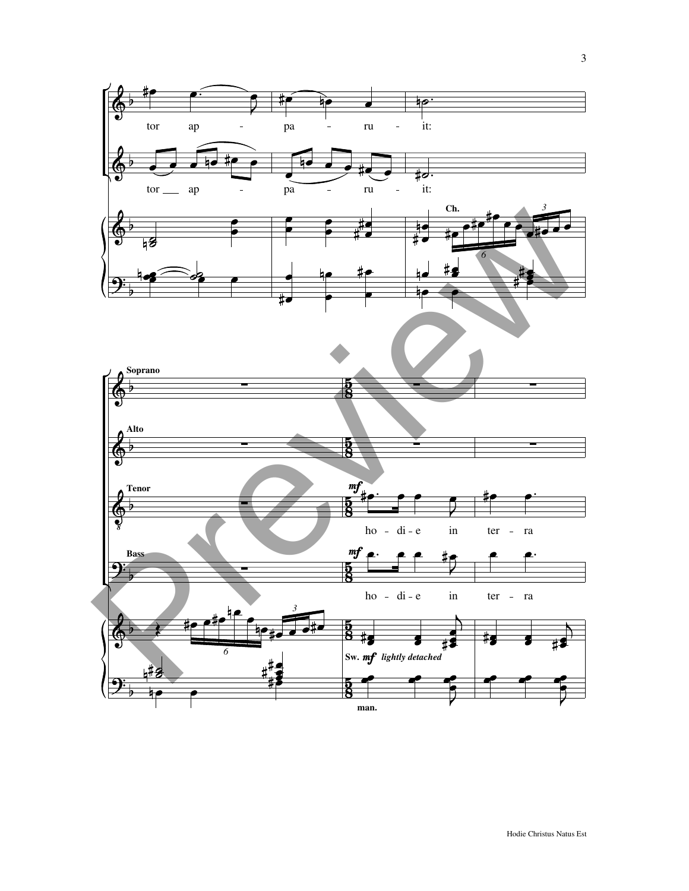tor ap - pa - ru - it:

tor ap - pa - ru - it:

Ch.

Soprano

Alto

Tenor

*mf*

ho - di - e in ter - ra

Bass

*mf*

ho - di - e in ter - ra

Sw. *mf* *lightly detached*

man.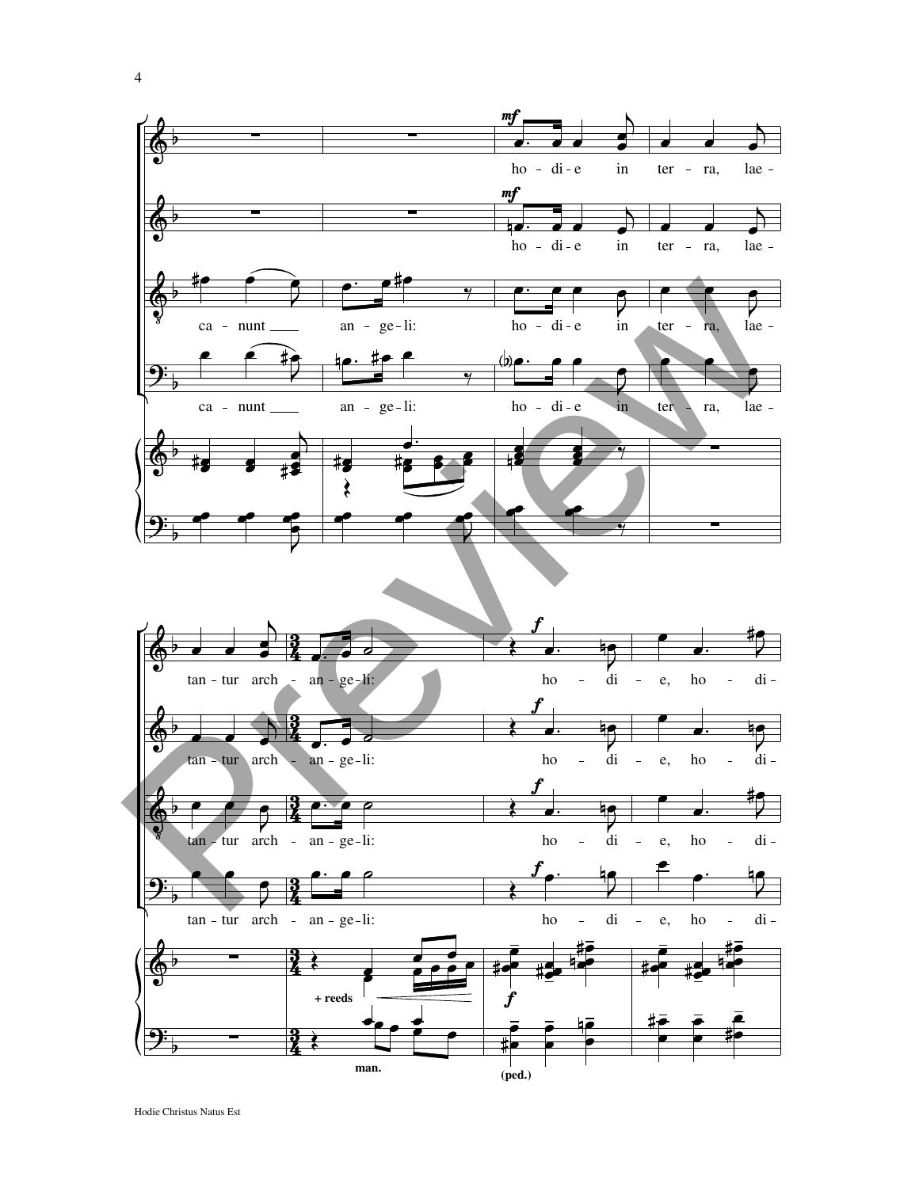ca - nunt an - ge - li: ho - di - e in ter - ra, lae - tan - tur arch - an - ge - li: ho - di - e, ho - di -

*mf* *f*

+ reeds

man.

(ped.)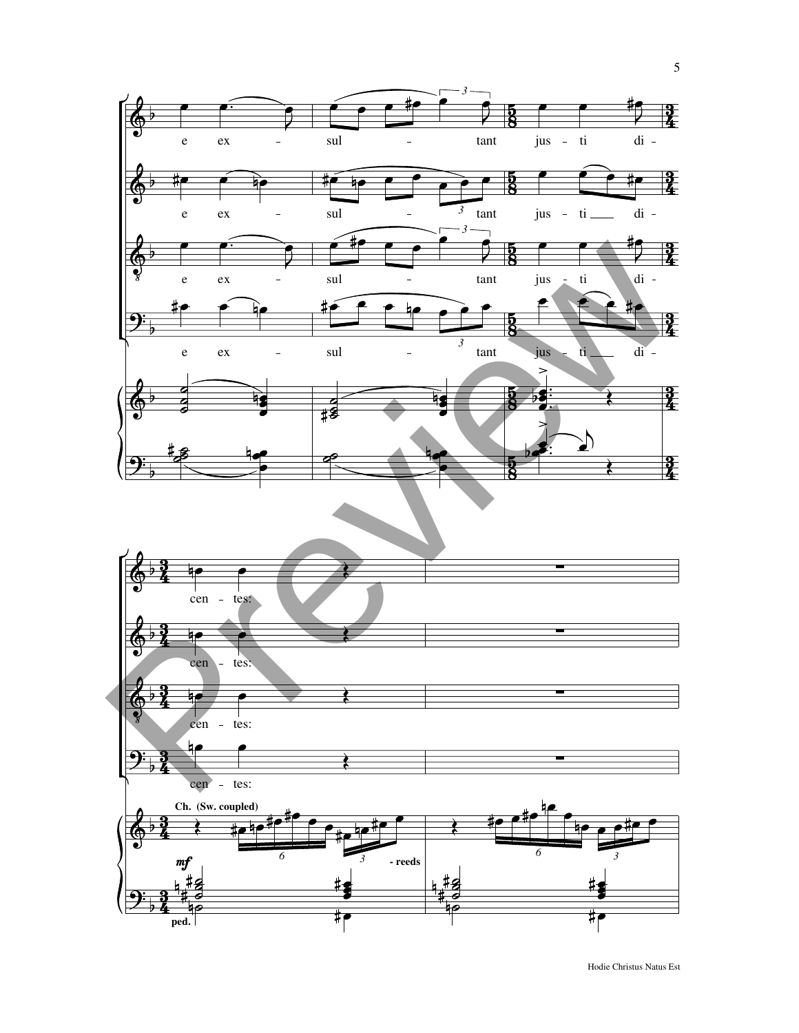e ex - sul - tant jus - ti di -

e ex - sul - tant jus - ti ___ di -

e ex - sul - tant jus - ti di -

e ex - sul - tant jus - ti ___ di -

cen - tes:

cen - tes:

cen - tes:

cen - tes:

**Ch. (Sw. coupled)**

*mf*

- reeds

ped.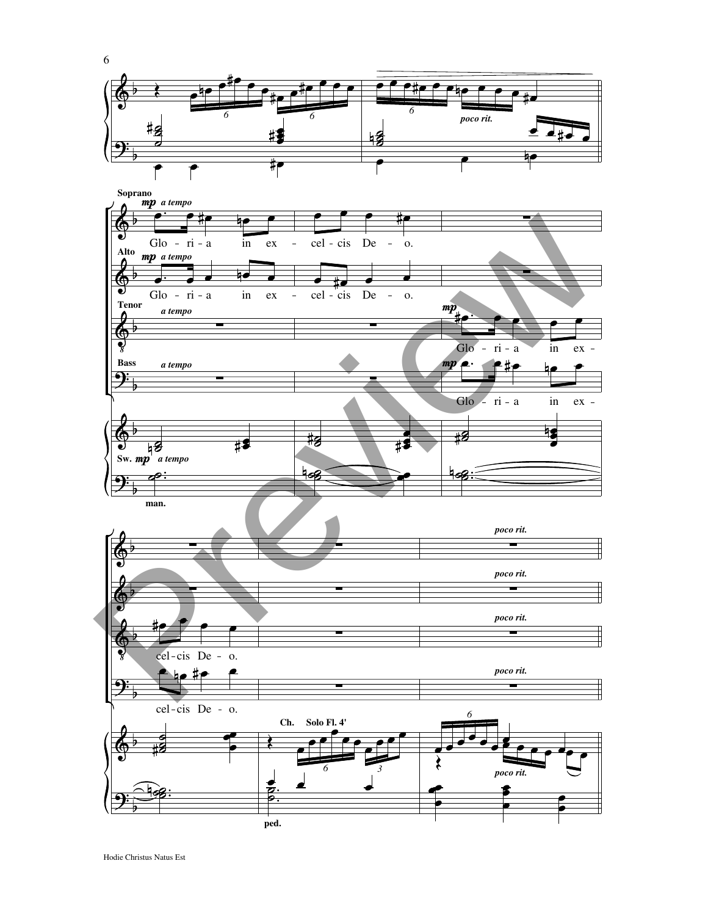*poco rit.*

**Soprano** *mp a tempo*

Glo - ri - a in ex - cel - cis De - o.

**Alto** *mp a tempo*

Glo - ri - a in ex - cel - cis De - o.

**Tenor** *a tempo* *mp*

Glo - ri - a in ex - cel - cis De - o.

**Bass** *a tempo* *mp*

Glo - ri - a in ex - cel - cis De - o.

Sw. *mp a tempo*

man.

*poco rit.*

Ch. Solo Fl. 4'

ped.

*poco rit.*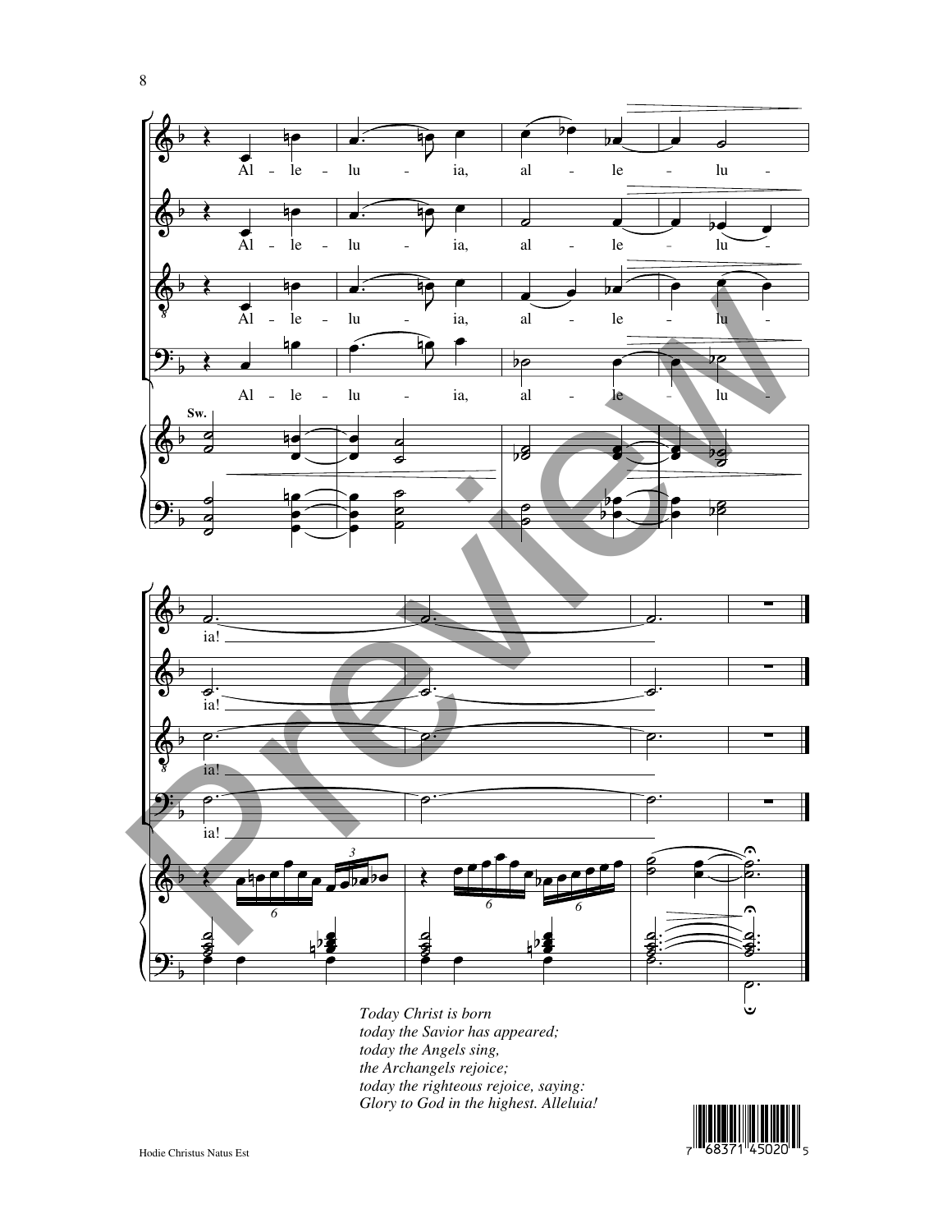Today Christ is born
today the Savior has appeared;
today the Angels sing,
the Archangels rejoice;
today the righteous rejoice, saying:
Glory to God in the highest. Alleluia!